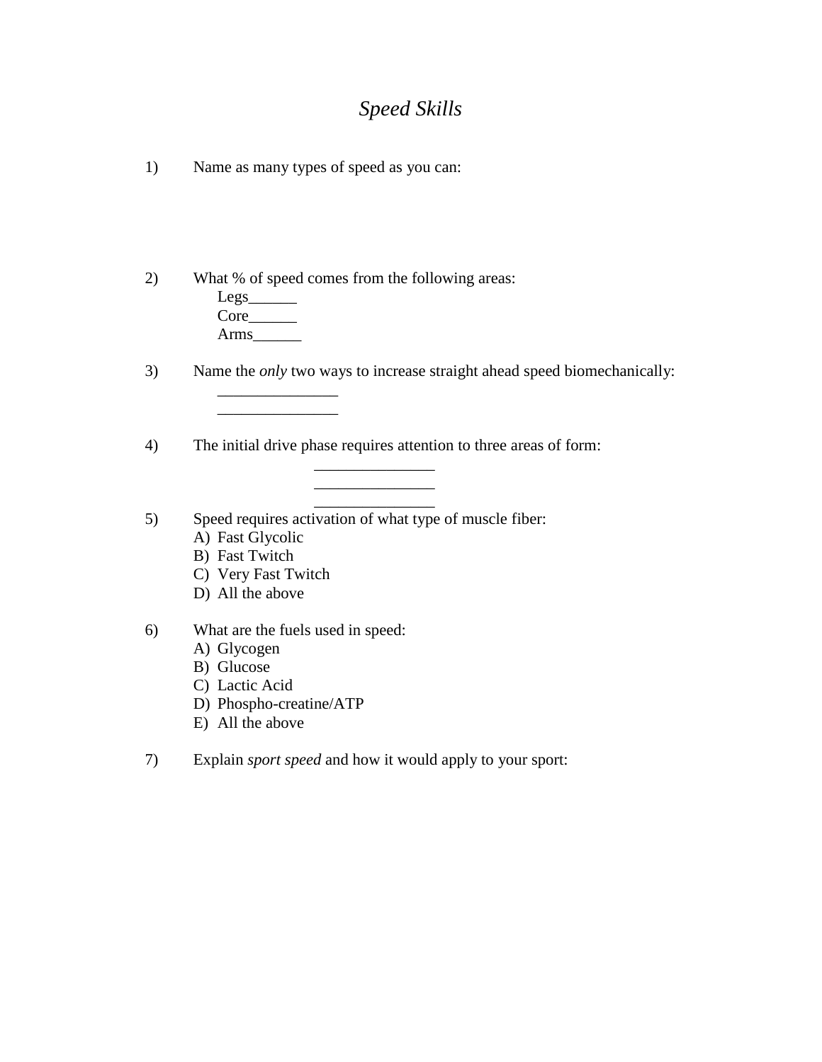# *Speed Skills*

1) Name as many types of speed as you can:

2) What % of speed comes from the following areas:
   Legs______
   Core______
   Arms______

3) Name the *only* two ways to increase straight ahead speed biomechanically:
   _______________
   _______________

4) The initial drive phase requires attention to three areas of form:
   _______________
   _______________
   _______________

5) Speed requires activation of what type of muscle fiber:
   A) Fast Glycolic
   B) Fast Twitch
   C) Very Fast Twitch
   D) All the above

6) What are the fuels used in speed:
   A) Glycogen
   B) Glucose
   C) Lactic Acid
   D) Phospho-creatine/ATP
   E) All the above

7) Explain *sport speed* and how it would apply to your sport: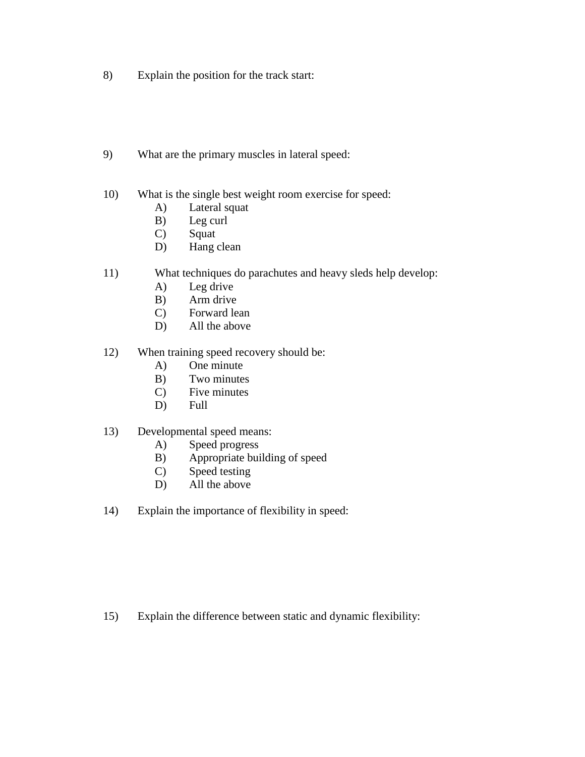8) Explain the position for the track start:

9) What are the primary muscles in lateral speed:

10) What is the single best weight room exercise for speed:
   - A) Lateral squat
   - B) Leg curl
   - C) Squat
   - D) Hang clean

11) What techniques do parachutes and heavy sleds help develop:
   - A) Leg drive
   - B) Arm drive
   - C) Forward lean
   - D) All the above

12) When training speed recovery should be:
   - A) One minute
   - B) Two minutes
   - C) Five minutes
   - D) Full

13) Developmental speed means:
   - A) Speed progress
   - B) Appropriate building of speed
   - C) Speed testing
   - D) All the above

14) Explain the importance of flexibility in speed:

15) Explain the difference between static and dynamic flexibility: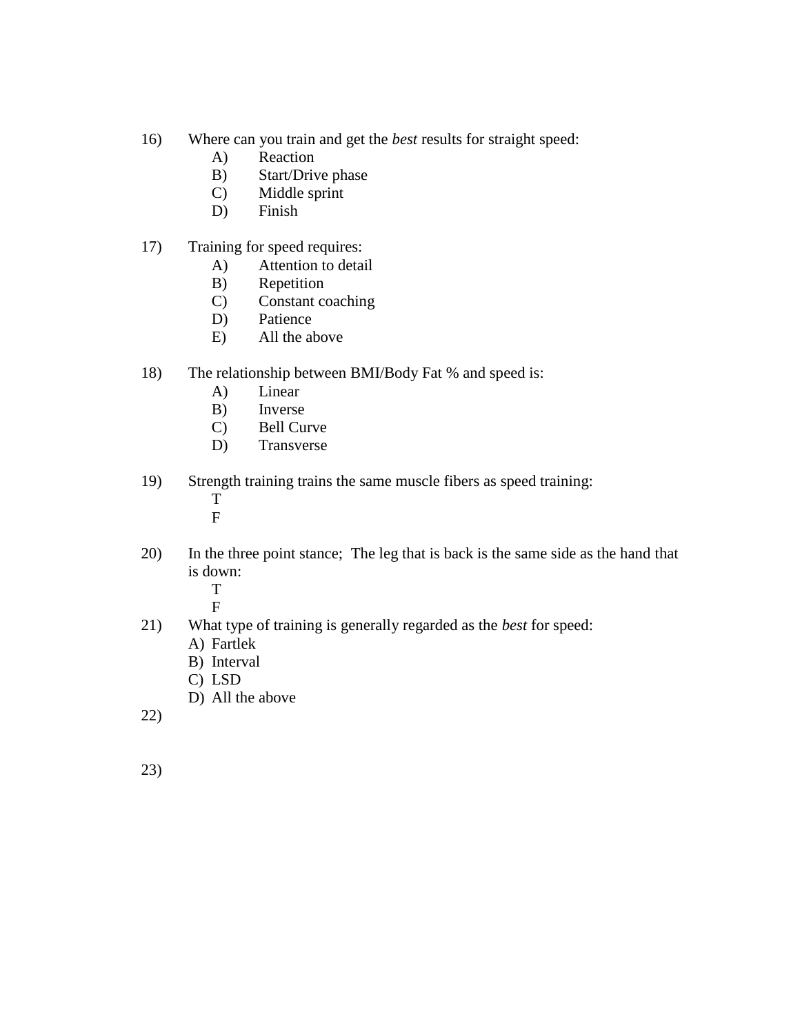16) Where can you train and get the *best* results for straight speed:

   A) Reaction
   B) Start/Drive phase
   C) Middle sprint
   D) Finish

17) Training for speed requires:

   A) Attention to detail
   B) Repetition
   C) Constant coaching
   D) Patience
   E) All the above

18) The relationship between BMI/Body Fat % and speed is:

   A) Linear
   B) Inverse
   C) Bell Curve
   D) Transverse

19) Strength training trains the same muscle fibers as speed training:

   T
   F

20) In the three point stance; The leg that is back is the same side as the hand that is down:

   T
   F

21) What type of training is generally regarded as the *best* for speed:

   A) Fartlek
   B) Interval
   C) LSD
   D) All the above

22)

23)